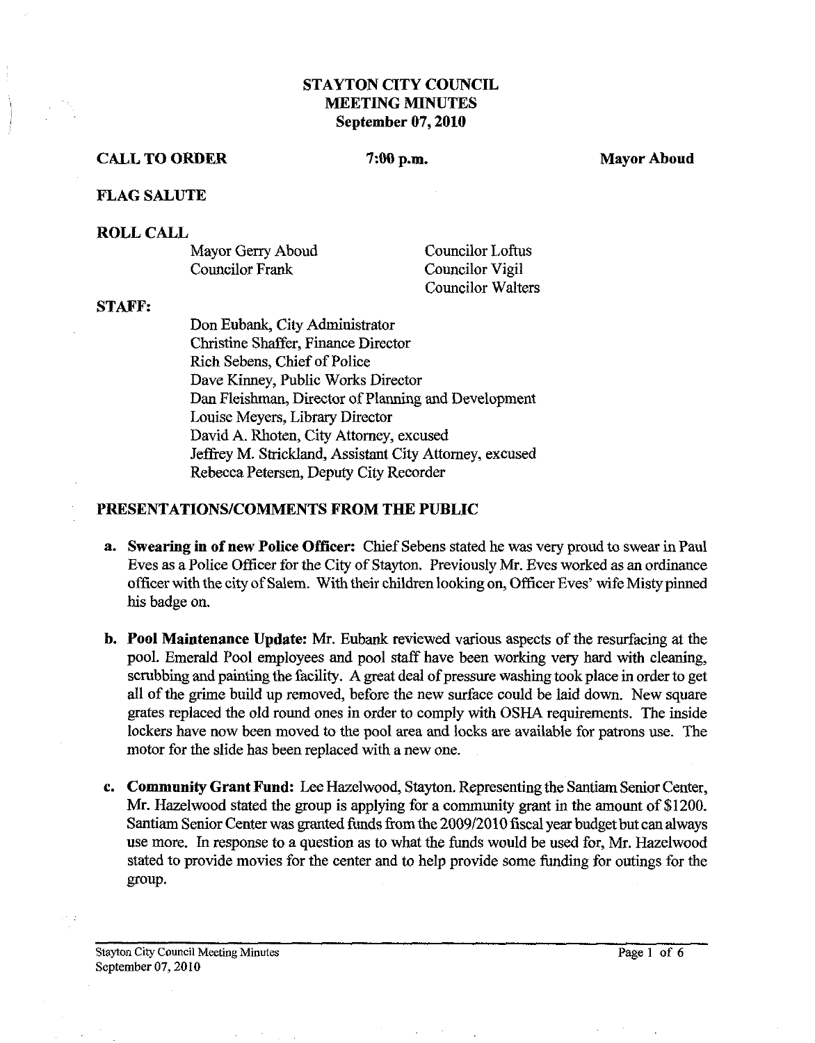# STAYTON CITY COUNCIL
# MEETING MINUTES
# September 07, 2010

**CALL TO ORDER** **7:00 p.m.** **Mayor Aboud**

**FLAG SALUTE**

**ROLL CALL**

Mayor Gerry Aboud
Councilor Frank
Councilor Loftus
Councilor Vigil
Councilor Walters

**STAFF:**

Don Eubank, City Administrator
Christine Shaffer, Finance Director
Rich Sebens, Chief of Police
Dave Kinney, Public Works Director
Dan Fleishman, Director of Planning and Development
Louise Meyers, Library Director
David A. Rhoten, City Attorney, excused
Jeffrey M. Strickland, Assistant City Attorney, excused
Rebecca Petersen, Deputy City Recorder

## PRESENTATIONS/COMMENTS FROM THE PUBLIC

a. **Swearing in of new Police Officer:** Chief Sebens stated he was very proud to swear in Paul Eves as a Police Officer for the City of Stayton. Previously Mr. Eves worked as an ordinance officer with the city of Salem. With their children looking on, Officer Eves' wife Misty pinned his badge on.

b. **Pool Maintenance Update:** Mr. Eubank reviewed various aspects of the resurfacing at the pool. Emerald Pool employees and pool staff have been working very hard with cleaning, scrubbing and painting the facility. A great deal of pressure washing took place in order to get all of the grime build up removed, before the new surface could be laid down. New square grates replaced the old round ones in order to comply with OSHA requirements. The inside lockers have now been moved to the pool area and locks are available for patrons use. The motor for the slide has been replaced with a new one.

c. **Community Grant Fund:** Lee Hazelwood, Stayton. Representing the Santiam Senior Center, Mr. Hazelwood stated the group is applying for a community grant in the amount of $1200. Santiam Senior Center was granted funds from the 2009/2010 fiscal year budget but can always use more. In response to a question as to what the funds would be used for, Mr. Hazelwood stated to provide movies for the center and to help provide some funding for outings for the group.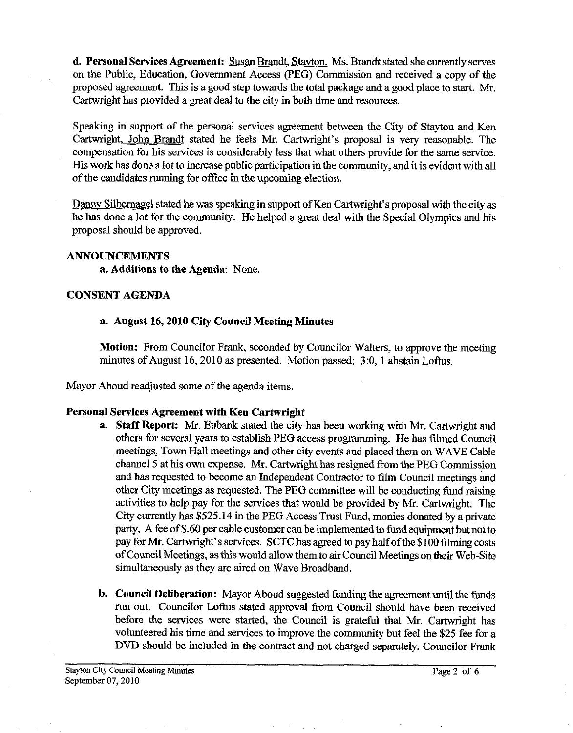**d. Personal Services Agreement:** Susan Brandt, Stayton. Ms. Brandt stated she currently serves on the Public, Education, Government Access (PEG) Commission and received a copy of the proposed agreement. This is a good step towards the total package and a good place to start. Mr. Cartwright has provided a great deal to the city in both time and resources.

Speaking in support of the personal services agreement between the City of Stayton and Ken Cartwright, John Brandt stated he feels Mr. Cartwright's proposal is very reasonable. The compensation for his services is considerably less that what others provide for the same service. His work has done a lot to increase public participation in the community, and it is evident with all of the candidates running for office in the upcoming election.

Danny Silbernagel stated he was speaking in support of Ken Cartwright's proposal with the city as he has done a lot for the community. He helped a great deal with the Special Olympics and his proposal should be approved.

## ANNOUNCEMENTS

**a. Additions to the Agenda:** None.

## CONSENT AGENDA

**a. August 16, 2010 City Council Meeting Minutes**

**Motion:** From Councilor Frank, seconded by Councilor Walters, to approve the meeting minutes of August 16, 2010 as presented. Motion passed: 3:0, 1 abstain Loftus.

Mayor Aboud readjusted some of the agenda items.

### Personal Services Agreement with Ken Cartwright

a. **Staff Report:** Mr. Eubank stated the city has been working with Mr. Cartwright and others for several years to establish PEG access programming. He has filmed Council meetings, Town Hall meetings and other city events and placed them on WAVE Cable channel 5 at his own expense. Mr. Cartwright has resigned from the PEG Commission and has requested to become an Independent Contractor to film Council meetings and other City meetings as requested. The PEG committee will be conducting fund raising activities to help pay for the services that would be provided by Mr. Cartwright. The City currently has $525.14 in the PEG Access Trust Fund, monies donated by a private party. A fee of $.60 per cable customer can be implemented to fund equipment but not to pay for Mr. Cartwright's services. SCTC has agreed to pay half of the $100 filming costs of Council Meetings, as this would allow them to air Council Meetings on their Web-Site simultaneously as they are aired on Wave Broadband.

b. **Council Deliberation:** Mayor Aboud suggested funding the agreement until the funds run out. Councilor Loftus stated approval from Council should have been received before the services were started, the Council is grateful that Mr. Cartwright has volunteered his time and services to improve the community but feel the $25 fee for a DVD should be included in the contract and not charged separately. Councilor Frank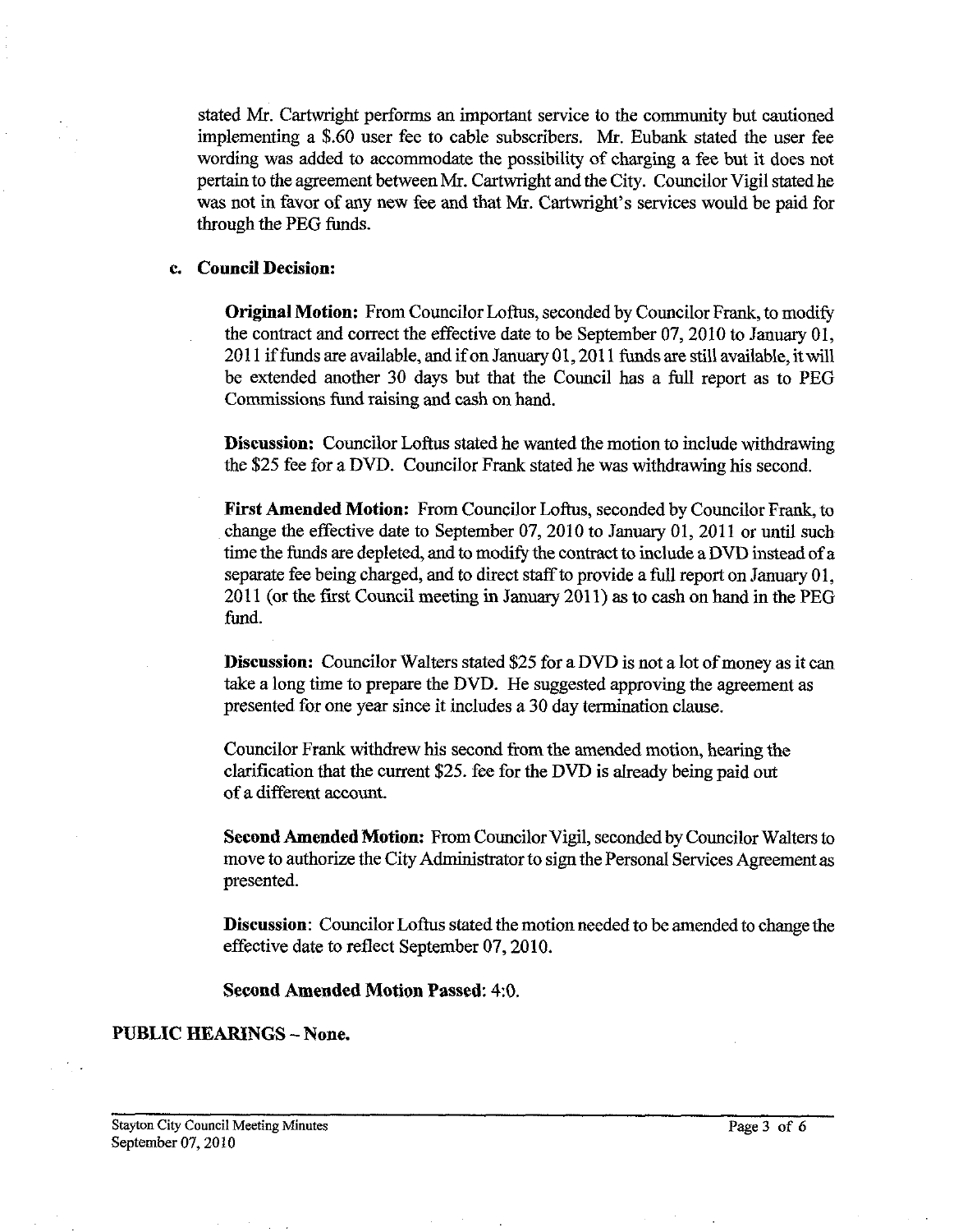stated Mr. Cartwright performs an important service to the community but cautioned implementing a $.60 user fee to cable subscribers. Mr. Eubank stated the user fee wording was added to accommodate the possibility of charging a fee but it does not pertain to the agreement between Mr. Cartwright and the City. Councilor Vigil stated he was not in favor of any new fee and that Mr. Cartwright's services would be paid for through the PEG funds.

**c. Council Decision:**

**Original Motion:** From Councilor Loftus, seconded by Councilor Frank, to modify the contract and correct the effective date to be September 07, 2010 to January 01, 2011 if funds are available, and if on January 01, 2011 funds are still available, it will be extended another 30 days but that the Council has a full report as to PEG Commissions fund raising and cash on hand.

**Discussion:** Councilor Loftus stated he wanted the motion to include withdrawing the $25 fee for a DVD. Councilor Frank stated he was withdrawing his second.

**First Amended Motion:** From Councilor Loftus, seconded by Councilor Frank, to change the effective date to September 07, 2010 to January 01, 2011 or until such time the funds are depleted, and to modify the contract to include a DVD instead of a separate fee being charged, and to direct staff to provide a full report on January 01, 2011 (or the first Council meeting in January 2011) as to cash on hand in the PEG fund.

**Discussion:** Councilor Walters stated $25 for a DVD is not a lot of money as it can take a long time to prepare the DVD. He suggested approving the agreement as presented for one year since it includes a 30 day termination clause.

Councilor Frank withdrew his second from the amended motion, hearing the clarification that the current $25. fee for the DVD is already being paid out of a different account.

**Second Amended Motion:** From Councilor Vigil, seconded by Councilor Walters to move to authorize the City Administrator to sign the Personal Services Agreement as presented.

**Discussion**: Councilor Loftus stated the motion needed to be amended to change the effective date to reflect September 07, 2010.

**Second Amended Motion Passed**: 4:0.

**PUBLIC HEARINGS – None.**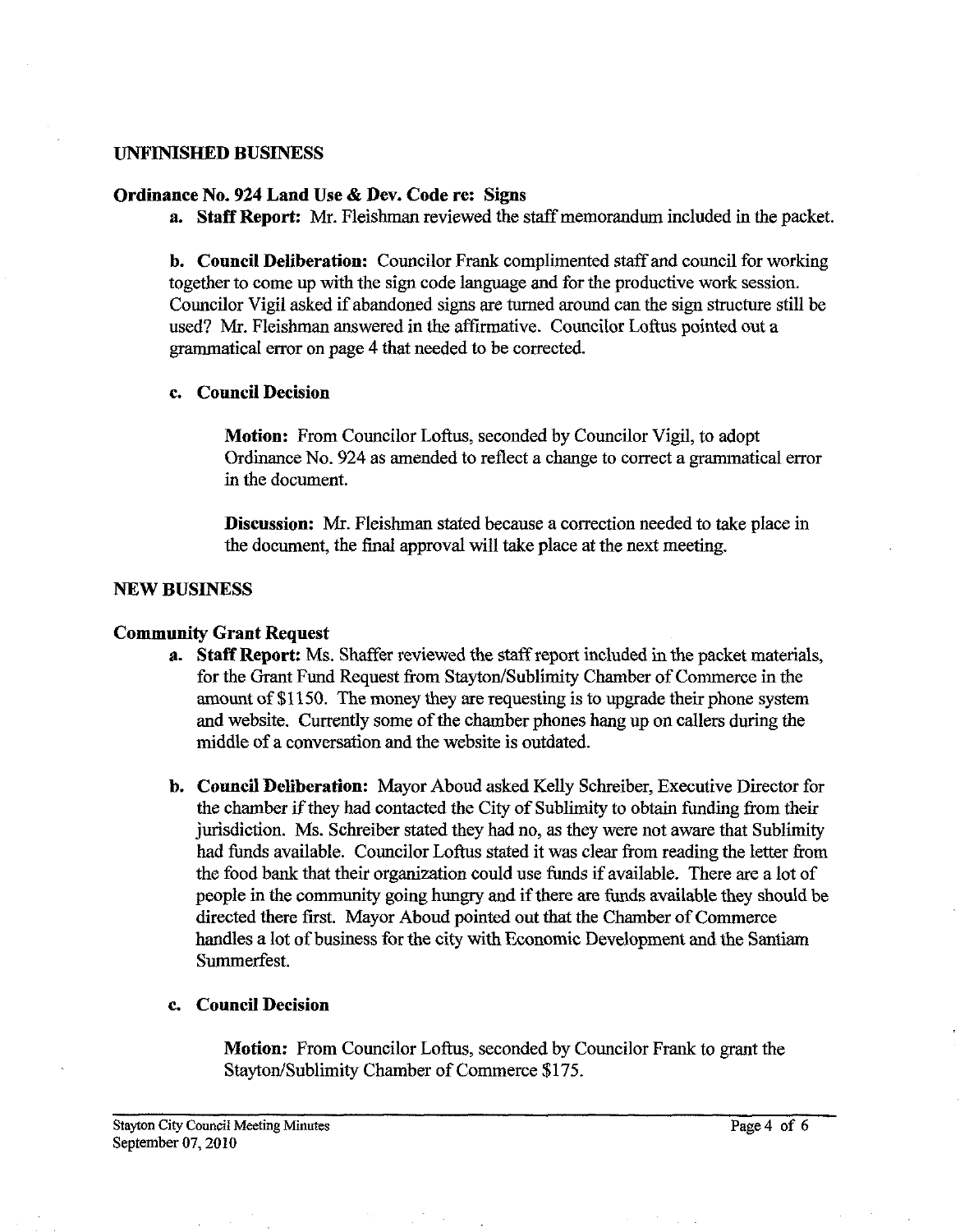## UNFINISHED BUSINESS

### Ordinance No. 924 Land Use & Dev. Code re: Signs

**a. Staff Report:** Mr. Fleishman reviewed the staff memorandum included in the packet.

**b. Council Deliberation:** Councilor Frank complimented staff and council for working together to come up with the sign code language and for the productive work session. Councilor Vigil asked if abandoned signs are turned around can the sign structure still be used? Mr. Fleishman answered in the affirmative. Councilor Loftus pointed out a grammatical error on page 4 that needed to be corrected.

**c. Council Decision**

> **Motion:** From Councilor Loftus, seconded by Councilor Vigil, to adopt Ordinance No. 924 as amended to reflect a change to correct a grammatical error in the document.
>
> **Discussion:** Mr. Fleishman stated because a correction needed to take place in the document, the final approval will take place at the next meeting.

## NEW BUSINESS

### Community Grant Request

**a. Staff Report:** Ms. Shaffer reviewed the staff report included in the packet materials, for the Grant Fund Request from Stayton/Sublimity Chamber of Commerce in the amount of $1150. The money they are requesting is to upgrade their phone system and website. Currently some of the chamber phones hang up on callers during the middle of a conversation and the website is outdated.

**b. Council Deliberation:** Mayor Aboud asked Kelly Schreiber, Executive Director for the chamber if they had contacted the City of Sublimity to obtain funding from their jurisdiction. Ms. Schreiber stated they had no, as they were not aware that Sublimity had funds available. Councilor Loftus stated it was clear from reading the letter from the food bank that their organization could use funds if available. There are a lot of people in the community going hungry and if there are funds available they should be directed there first. Mayor Aboud pointed out that the Chamber of Commerce handles a lot of business for the city with Economic Development and the Santiam Summerfest.

**c. Council Decision**

> **Motion:** From Councilor Loftus, seconded by Councilor Frank to grant the Stayton/Sublimity Chamber of Commerce $175.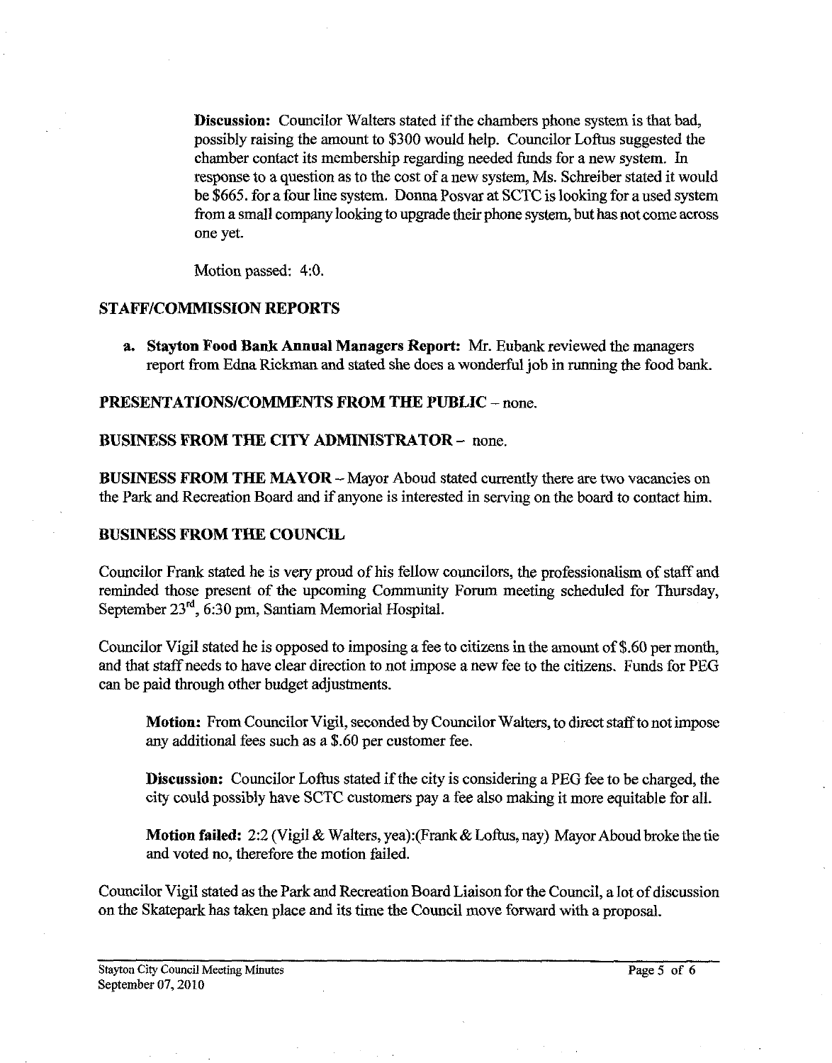**Discussion:** Councilor Walters stated if the chambers phone system is that bad, possibly raising the amount to $300 would help. Councilor Loftus suggested the chamber contact its membership regarding needed funds for a new system. In response to a question as to the cost of a new system, Ms. Schreiber stated it would be $665. for a four line system. Donna Posvar at SCTC is looking for a used system from a small company looking to upgrade their phone system, but has not come across one yet.

Motion passed: 4:0.

## STAFF/COMMISSION REPORTS

a. **Stayton Food Bank Annual Managers Report:** Mr. Eubank reviewed the managers report from Edna Rickman and stated she does a wonderful job in running the food bank.

**PRESENTATIONS/COMMENTS FROM THE PUBLIC** – none.

**BUSINESS FROM THE CITY ADMINISTRATOR** – none.

**BUSINESS FROM THE MAYOR** – Mayor Aboud stated currently there are two vacancies on the Park and Recreation Board and if anyone is interested in serving on the board to contact him.

## BUSINESS FROM THE COUNCIL

Councilor Frank stated he is very proud of his fellow councilors, the professionalism of staff and reminded those present of the upcoming Community Forum meeting scheduled for Thursday, September 23rd, 6:30 pm, Santiam Memorial Hospital.

Councilor Vigil stated he is opposed to imposing a fee to citizens in the amount of $.60 per month, and that staff needs to have clear direction to not impose a new fee to the citizens. Funds for PEG can be paid through other budget adjustments.

**Motion:** From Councilor Vigil, seconded by Councilor Walters, to direct staff to not impose any additional fees such as a $.60 per customer fee.

**Discussion:** Councilor Loftus stated if the city is considering a PEG fee to be charged, the city could possibly have SCTC customers pay a fee also making it more equitable for all.

**Motion failed:** 2:2 (Vigil & Walters, yea):(Frank & Loftus, nay) Mayor Aboud broke the tie and voted no, therefore the motion failed.

Councilor Vigil stated as the Park and Recreation Board Liaison for the Council, a lot of discussion on the Skatepark has taken place and its time the Council move forward with a proposal.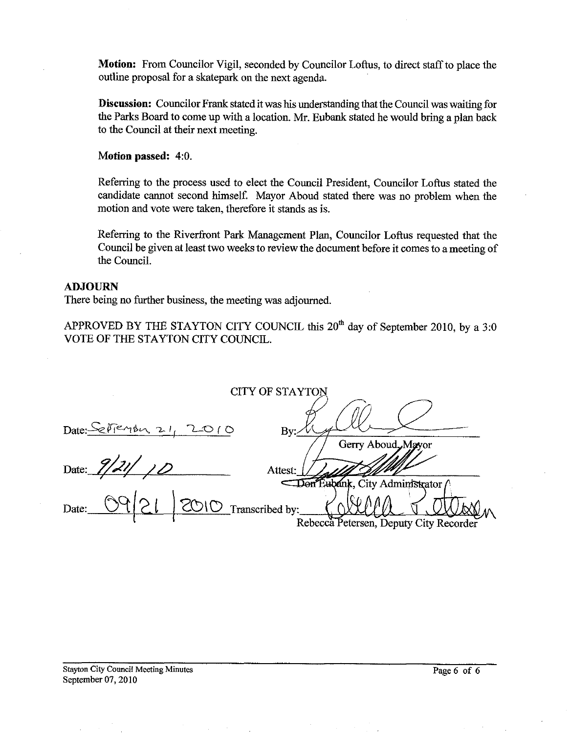**Motion:** From Councilor Vigil, seconded by Councilor Loftus, to direct staff to place the outline proposal for a skatepark on the next agenda.

**Discussion:** Councilor Frank stated it was his understanding that the Council was waiting for the Parks Board to come up with a location. Mr. Eubank stated he would bring a plan back to the Council at their next meeting.

**Motion passed:** 4:0.

Referring to the process used to elect the Council President, Councilor Loftus stated the candidate cannot second himself. Mayor Aboud stated there was no problem when the motion and vote were taken, therefore it stands as is.

Referring to the Riverfront Park Management Plan, Councilor Loftus requested that the Council be given at least two weeks to review the document before it comes to a meeting of the Council.

**ADJOURN**

There being no further business, the meeting was adjourned.

APPROVED BY THE STAYTON CITY COUNCIL this 20th day of September 2010, by a 3:0 VOTE OF THE STAYTON CITY COUNCIL.

CITY OF STAYTON

Date: September 21, 2010 By: ____________________
Gerry Aboud, Mayor

Date: 9/21/10 Attest: ____________________
Don Eubank, City Administrator

Date: 09/21/2010 Transcribed by: ____________________
Rebecca Petersen, Deputy City Recorder